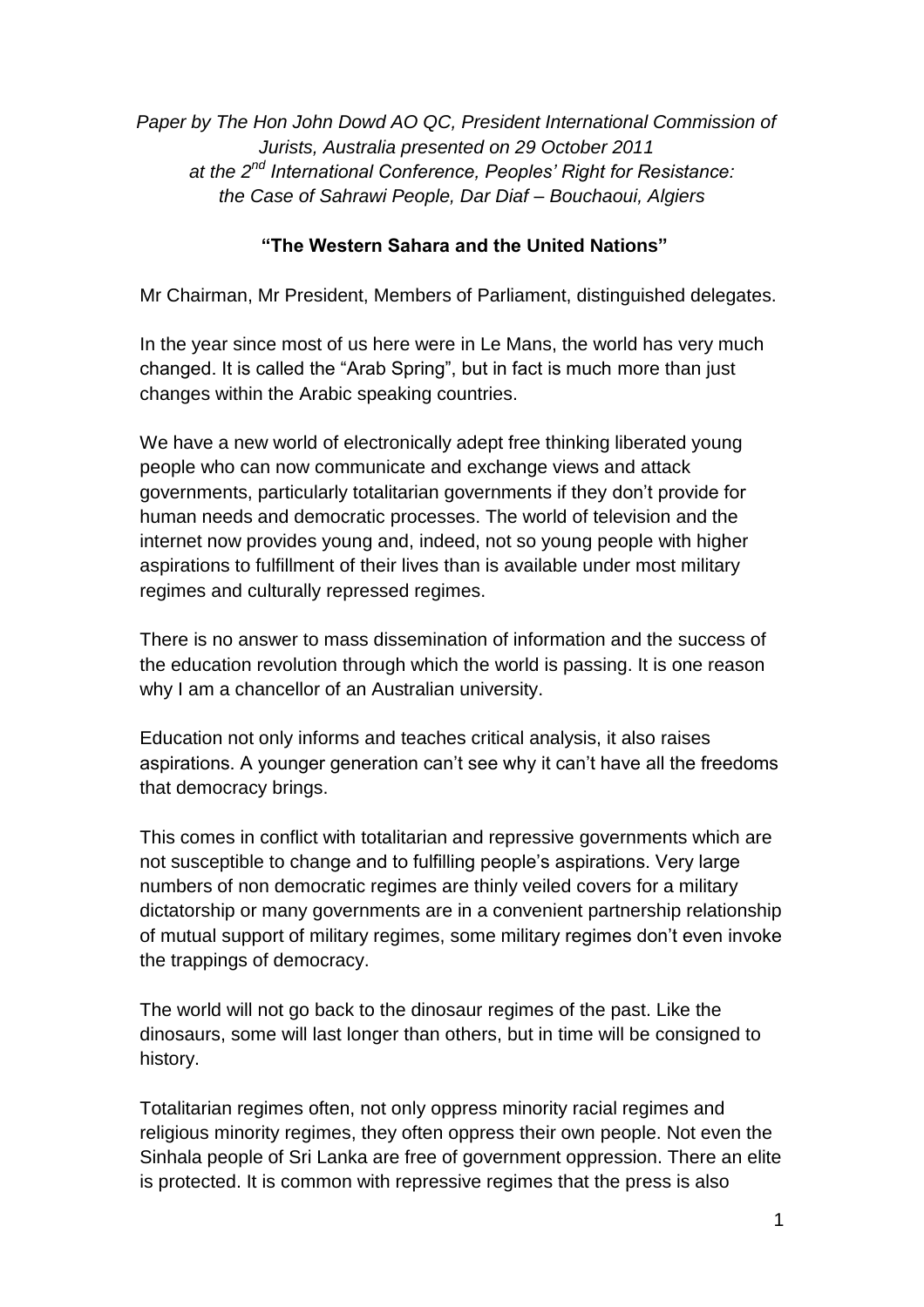*Paper by The Hon John Dowd AO QC, President International Commission of Jurists, Australia presented on 29 October 2011 at the 2nd International Conference, Peoples' Right for Resistance: the Case of Sahrawi People, Dar Diaf – Bouchaoui, Algiers*

## "The Western Sahara and the United Nations"

Mr Chairman, Mr President, Members of Parliament, distinguished delegates.

In the year since most of us here were in Le Mans, the world has very much changed. It is called the "Arab Spring", but in fact is much more than just changes within the Arabic speaking countries.

We have a new world of electronically adept free thinking liberated young people who can now communicate and exchange views and attack governments, particularly totalitarian governments if they don't provide for human needs and democratic processes. The world of television and the internet now provides young and, indeed, not so young people with higher aspirations to fulfillment of their lives than is available under most military regimes and culturally repressed regimes.

There is no answer to mass dissemination of information and the success of the education revolution through which the world is passing. It is one reason why I am a chancellor of an Australian university.

Education not only informs and teaches critical analysis, it also raises aspirations. A younger generation can't see why it can't have all the freedoms that democracy brings.

This comes in conflict with totalitarian and repressive governments which are not susceptible to change and to fulfilling people's aspirations. Very large numbers of non democratic regimes are thinly veiled covers for a military dictatorship or many governments are in a convenient partnership relationship of mutual support of military regimes, some military regimes don't even invoke the trappings of democracy.

The world will not go back to the dinosaur regimes of the past. Like the dinosaurs, some will last longer than others, but in time will be consigned to history.

Totalitarian regimes often, not only oppress minority racial regimes and religious minority regimes, they often oppress their own people. Not even the Sinhala people of Sri Lanka are free of government oppression. There an elite is protected. It is common with repressive regimes that the press is also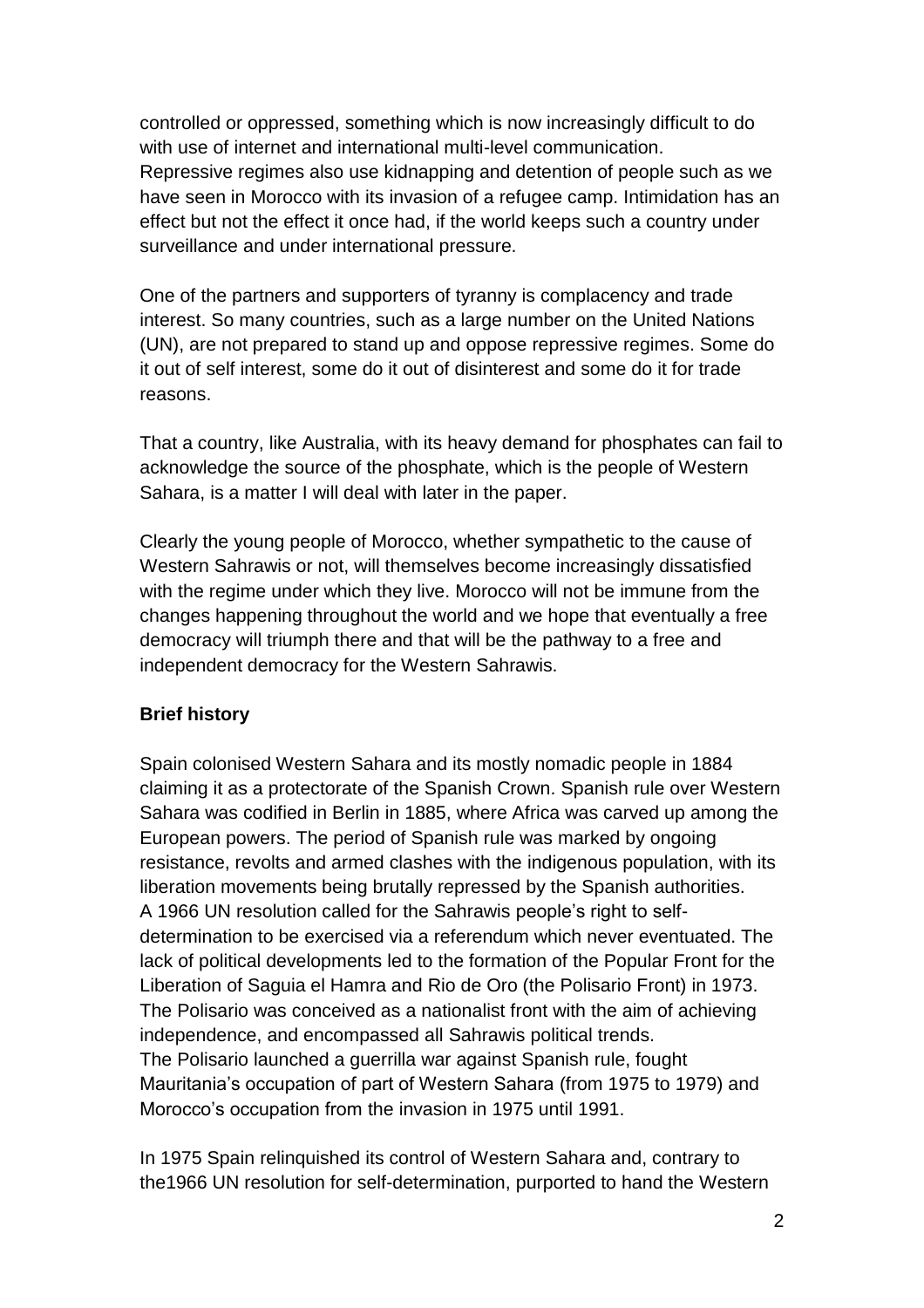controlled or oppressed, something which is now increasingly difficult to do with use of internet and international multi-level communication. Repressive regimes also use kidnapping and detention of people such as we have seen in Morocco with its invasion of a refugee camp. Intimidation has an effect but not the effect it once had, if the world keeps such a country under surveillance and under international pressure.

One of the partners and supporters of tyranny is complacency and trade interest. So many countries, such as a large number on the United Nations (UN), are not prepared to stand up and oppose repressive regimes. Some do it out of self interest, some do it out of disinterest and some do it for trade reasons.

That a country, like Australia, with its heavy demand for phosphates can fail to acknowledge the source of the phosphate, which is the people of Western Sahara, is a matter I will deal with later in the paper.

Clearly the young people of Morocco, whether sympathetic to the cause of Western Sahrawis or not, will themselves become increasingly dissatisfied with the regime under which they live. Morocco will not be immune from the changes happening throughout the world and we hope that eventually a free democracy will triumph there and that will be the pathway to a free and independent democracy for the Western Sahrawis.

**Brief history**

Spain colonised Western Sahara and its mostly nomadic people in 1884 claiming it as a protectorate of the Spanish Crown. Spanish rule over Western Sahara was codified in Berlin in 1885, where Africa was carved up among the European powers. The period of Spanish rule was marked by ongoing resistance, revolts and armed clashes with the indigenous population, with its liberation movements being brutally repressed by the Spanish authorities. A 1966 UN resolution called for the Sahrawis people's right to self-determination to be exercised via a referendum which never eventuated. The lack of political developments led to the formation of the Popular Front for the Liberation of Saguia el Hamra and Rio de Oro (the Polisario Front) in 1973. The Polisario was conceived as a nationalist front with the aim of achieving independence, and encompassed all Sahrawis political trends. The Polisario launched a guerrilla war against Spanish rule, fought Mauritania's occupation of part of Western Sahara (from 1975 to 1979) and Morocco's occupation from the invasion in 1975 until 1991.

In 1975 Spain relinquished its control of Western Sahara and, contrary to the1966 UN resolution for self-determination, purported to hand the Western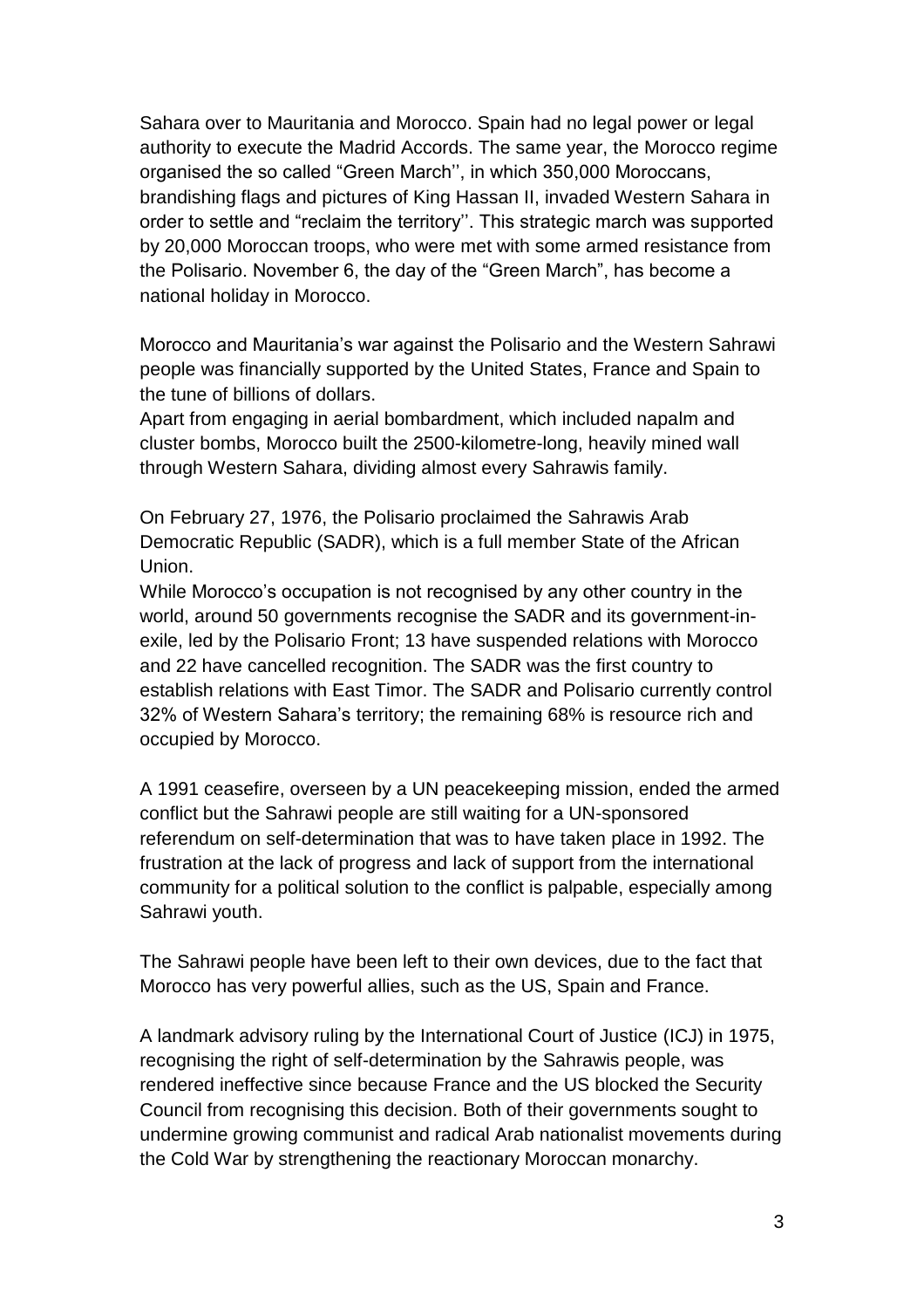Sahara over to Mauritania and Morocco. Spain had no legal power or legal authority to execute the Madrid Accords. The same year, the Morocco regime organised the so called "Green March'', in which 350,000 Moroccans, brandishing flags and pictures of King Hassan II, invaded Western Sahara in order to settle and "reclaim the territory''. This strategic march was supported by 20,000 Moroccan troops, who were met with some armed resistance from the Polisario. November 6, the day of the "Green March", has become a national holiday in Morocco.

Morocco and Mauritania's war against the Polisario and the Western Sahrawi people was financially supported by the United States, France and Spain to the tune of billions of dollars.
Apart from engaging in aerial bombardment, which included napalm and cluster bombs, Morocco built the 2500-kilometre-long, heavily mined wall through Western Sahara, dividing almost every Sahrawis family.

On February 27, 1976, the Polisario proclaimed the Sahrawis Arab Democratic Republic (SADR), which is a full member State of the African Union.
While Morocco's occupation is not recognised by any other country in the world, around 50 governments recognise the SADR and its government-in-exile, led by the Polisario Front; 13 have suspended relations with Morocco and 22 have cancelled recognition. The SADR was the first country to establish relations with East Timor. The SADR and Polisario currently control 32% of Western Sahara's territory; the remaining 68% is resource rich and occupied by Morocco.

A 1991 ceasefire, overseen by a UN peacekeeping mission, ended the armed conflict but the Sahrawi people are still waiting for a UN-sponsored referendum on self-determination that was to have taken place in 1992. The frustration at the lack of progress and lack of support from the international community for a political solution to the conflict is palpable, especially among Sahrawi youth.

The Sahrawi people have been left to their own devices, due to the fact that Morocco has very powerful allies, such as the US, Spain and France.

A landmark advisory ruling by the International Court of Justice (ICJ) in 1975, recognising the right of self-determination by the Sahrawis people, was rendered ineffective since because France and the US blocked the Security Council from recognising this decision. Both of their governments sought to undermine growing communist and radical Arab nationalist movements during the Cold War by strengthening the reactionary Moroccan monarchy.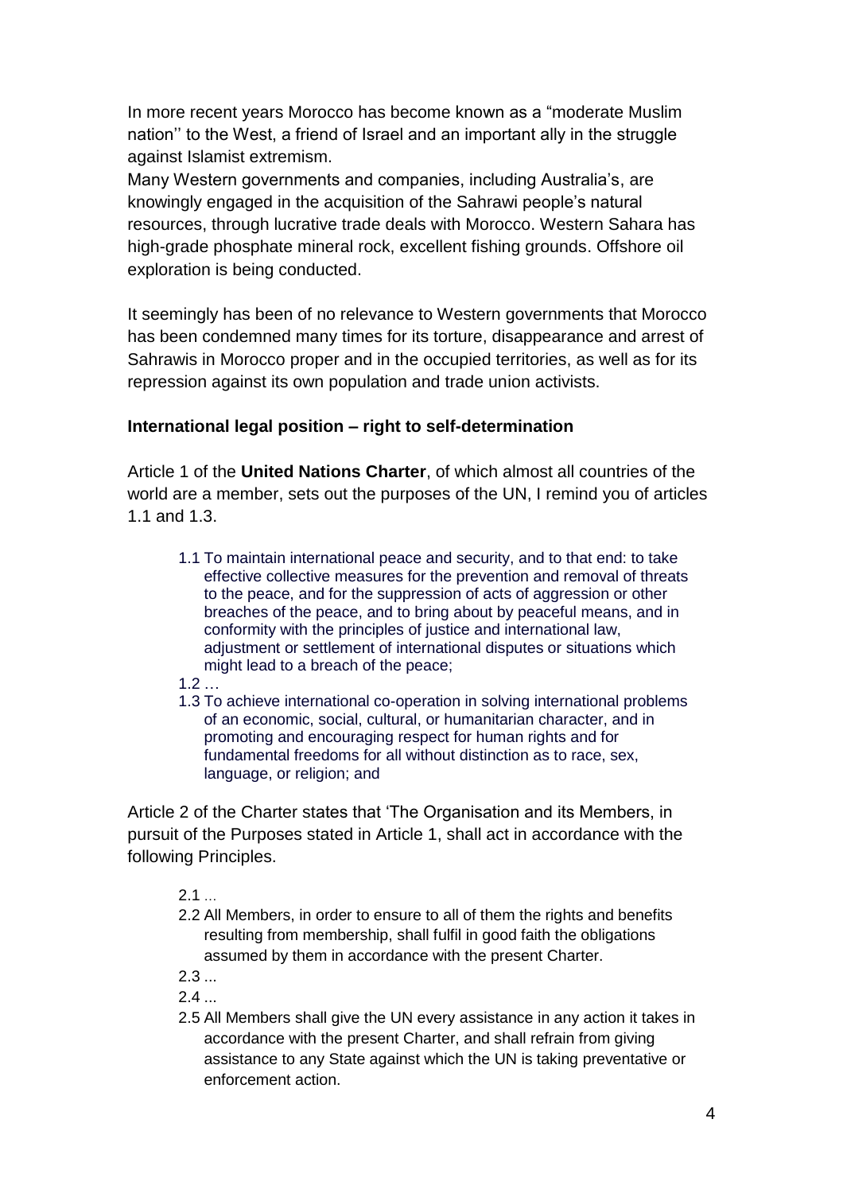In more recent years Morocco has become known as a "moderate Muslim nation'' to the West, a friend of Israel and an important ally in the struggle against Islamist extremism.
Many Western governments and companies, including Australia's, are knowingly engaged in the acquisition of the Sahrawi people's natural resources, through lucrative trade deals with Morocco. Western Sahara has high-grade phosphate mineral rock, excellent fishing grounds. Offshore oil exploration is being conducted.

It seemingly has been of no relevance to Western governments that Morocco has been condemned many times for its torture, disappearance and arrest of Sahrawis in Morocco proper and in the occupied territories, as well as for its repression against its own population and trade union activists.

**International legal position – right to self-determination**

Article 1 of the **United Nations Charter**, of which almost all countries of the world are a member, sets out the purposes of the UN, I remind you of articles 1.1 and 1.3.

> 1.1 To maintain international peace and security, and to that end: to take effective collective measures for the prevention and removal of threats to the peace, and for the suppression of acts of aggression or other breaches of the peace, and to bring about by peaceful means, and in conformity with the principles of justice and international law, adjustment or settlement of international disputes or situations which might lead to a breach of the peace;
>
> 1.2 …
>
> 1.3 To achieve international co-operation in solving international problems of an economic, social, cultural, or humanitarian character, and in promoting and encouraging respect for human rights and for fundamental freedoms for all without distinction as to race, sex, language, or religion; and

Article 2 of the Charter states that 'The Organisation and its Members, in pursuit of the Purposes stated in Article 1, shall act in accordance with the following Principles.

> 2.1 ...
>
> 2.2 All Members, in order to ensure to all of them the rights and benefits resulting from membership, shall fulfil in good faith the obligations assumed by them in accordance with the present Charter.
>
> 2.3 ...
>
> 2.4 ...
>
> 2.5 All Members shall give the UN every assistance in any action it takes in accordance with the present Charter, and shall refrain from giving assistance to any State against which the UN is taking preventative or enforcement action.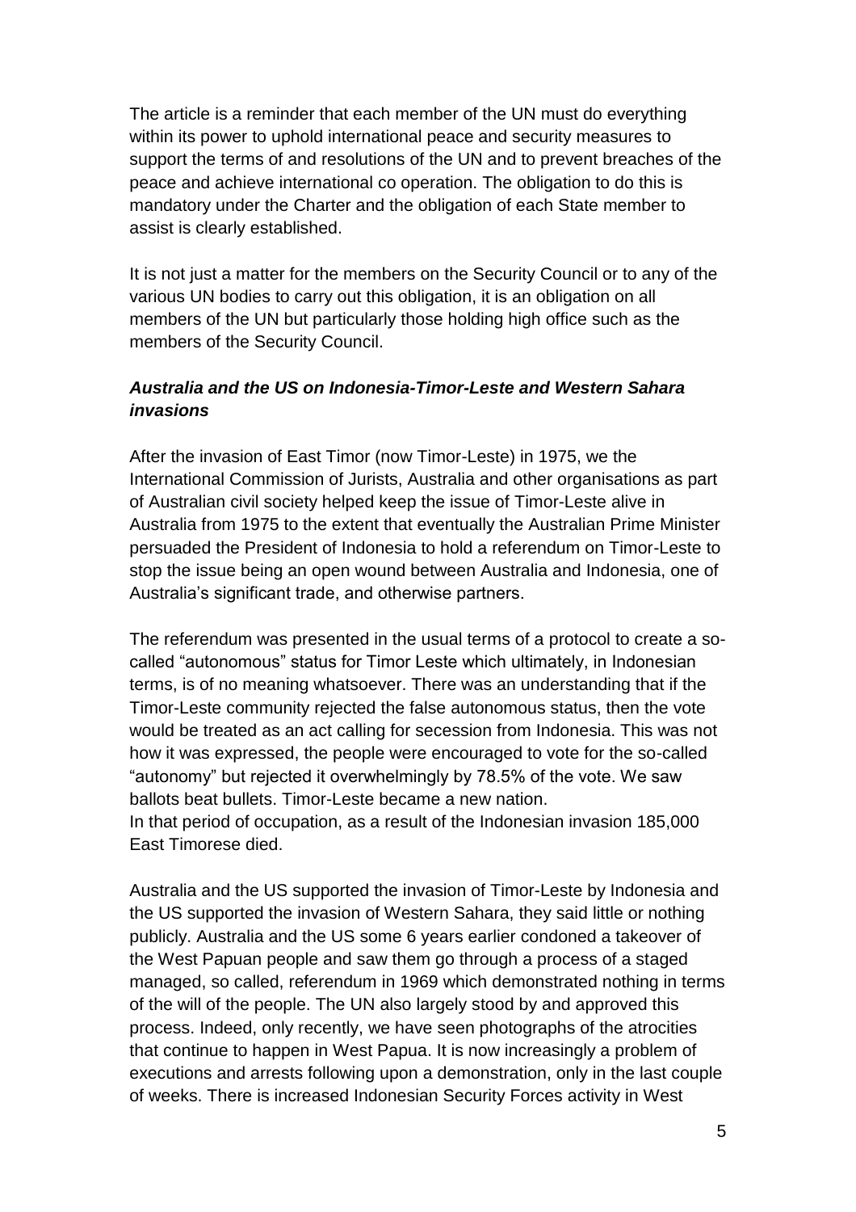The article is a reminder that each member of the UN must do everything within its power to uphold international peace and security measures to support the terms of and resolutions of the UN and to prevent breaches of the peace and achieve international co operation. The obligation to do this is mandatory under the Charter and the obligation of each State member to assist is clearly established.

It is not just a matter for the members on the Security Council or to any of the various UN bodies to carry out this obligation, it is an obligation on all members of the UN but particularly those holding high office such as the members of the Security Council.

***Australia and the US on Indonesia-Timor-Leste and Western Sahara invasions***

After the invasion of East Timor (now Timor-Leste) in 1975, we the International Commission of Jurists, Australia and other organisations as part of Australian civil society helped keep the issue of Timor-Leste alive in Australia from 1975 to the extent that eventually the Australian Prime Minister persuaded the President of Indonesia to hold a referendum on Timor-Leste to stop the issue being an open wound between Australia and Indonesia, one of Australia's significant trade, and otherwise partners.

The referendum was presented in the usual terms of a protocol to create a so-called "autonomous" status for Timor Leste which ultimately, in Indonesian terms, is of no meaning whatsoever. There was an understanding that if the Timor-Leste community rejected the false autonomous status, then the vote would be treated as an act calling for secession from Indonesia. This was not how it was expressed, the people were encouraged to vote for the so-called "autonomy" but rejected it overwhelmingly by 78.5% of the vote. We saw ballots beat bullets. Timor-Leste became a new nation.
In that period of occupation, as a result of the Indonesian invasion 185,000 East Timorese died.

Australia and the US supported the invasion of Timor-Leste by Indonesia and the US supported the invasion of Western Sahara, they said little or nothing publicly. Australia and the US some 6 years earlier condoned a takeover of the West Papuan people and saw them go through a process of a staged managed, so called, referendum in 1969 which demonstrated nothing in terms of the will of the people. The UN also largely stood by and approved this process. Indeed, only recently, we have seen photographs of the atrocities that continue to happen in West Papua. It is now increasingly a problem of executions and arrests following upon a demonstration, only in the last couple of weeks. There is increased Indonesian Security Forces activity in West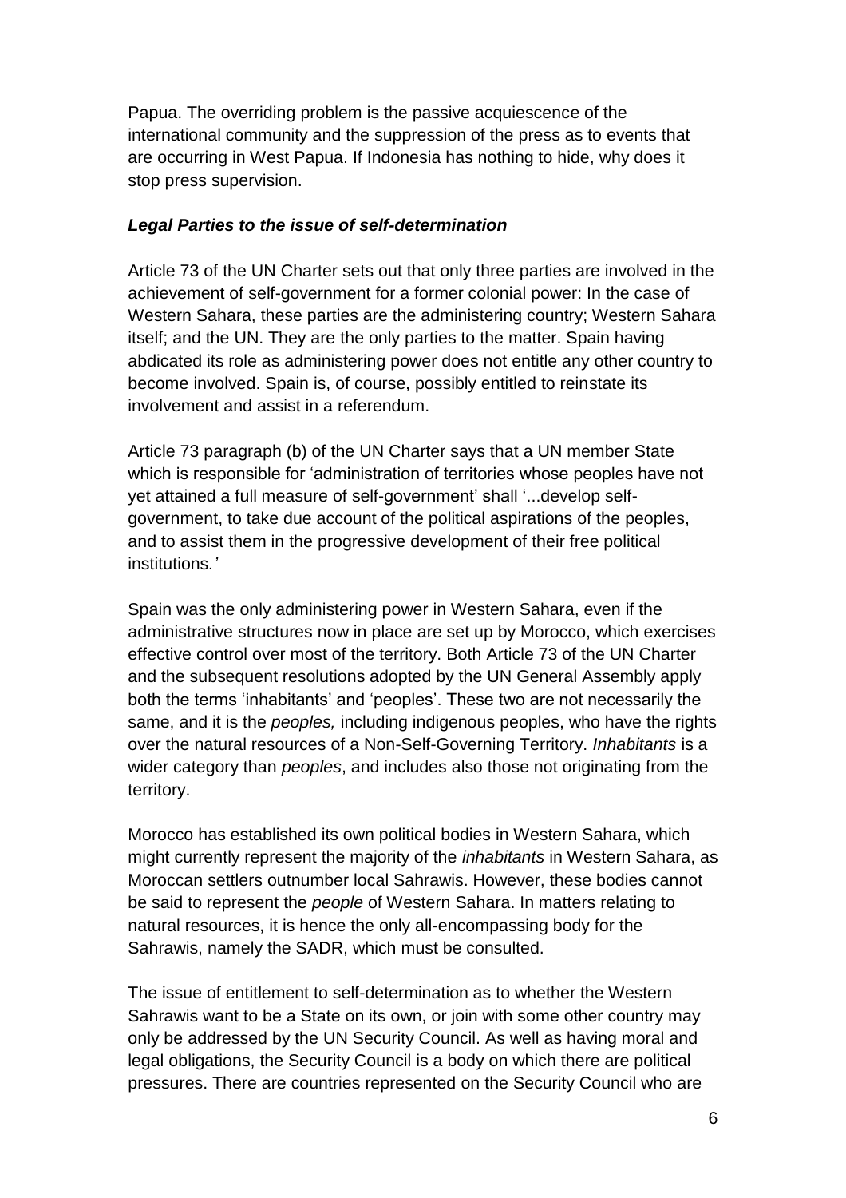Papua. The overriding problem is the passive acquiescence of the international community and the suppression of the press as to events that are occurring in West Papua. If Indonesia has nothing to hide, why does it stop press supervision.

### ***Legal Parties to the issue of self-determination***

Article 73 of the UN Charter sets out that only three parties are involved in the achievement of self-government for a former colonial power: In the case of Western Sahara, these parties are the administering country; Western Sahara itself; and the UN. They are the only parties to the matter. Spain having abdicated its role as administering power does not entitle any other country to become involved. Spain is, of course, possibly entitled to reinstate its involvement and assist in a referendum.

Article 73 paragraph (b) of the UN Charter says that a UN member State which is responsible for 'administration of territories whose peoples have not yet attained a full measure of self-government' shall '...develop self-government, to take due account of the political aspirations of the peoples, and to assist them in the progressive development of their free political institutions.*'*

Spain was the only administering power in Western Sahara, even if the administrative structures now in place are set up by Morocco, which exercises effective control over most of the territory. Both Article 73 of the UN Charter and the subsequent resolutions adopted by the UN General Assembly apply both the terms 'inhabitants' and 'peoples'. These two are not necessarily the same, and it is the *peoples,* including indigenous peoples, who have the rights over the natural resources of a Non-Self-Governing Territory. *Inhabitants* is a wider category than *peoples*, and includes also those not originating from the territory.

Morocco has established its own political bodies in Western Sahara, which might currently represent the majority of the *inhabitants* in Western Sahara, as Moroccan settlers outnumber local Sahrawis. However, these bodies cannot be said to represent the *people* of Western Sahara. In matters relating to natural resources, it is hence the only all-encompassing body for the Sahrawis, namely the SADR, which must be consulted.

The issue of entitlement to self-determination as to whether the Western Sahrawis want to be a State on its own, or join with some other country may only be addressed by the UN Security Council. As well as having moral and legal obligations, the Security Council is a body on which there are political pressures. There are countries represented on the Security Council who are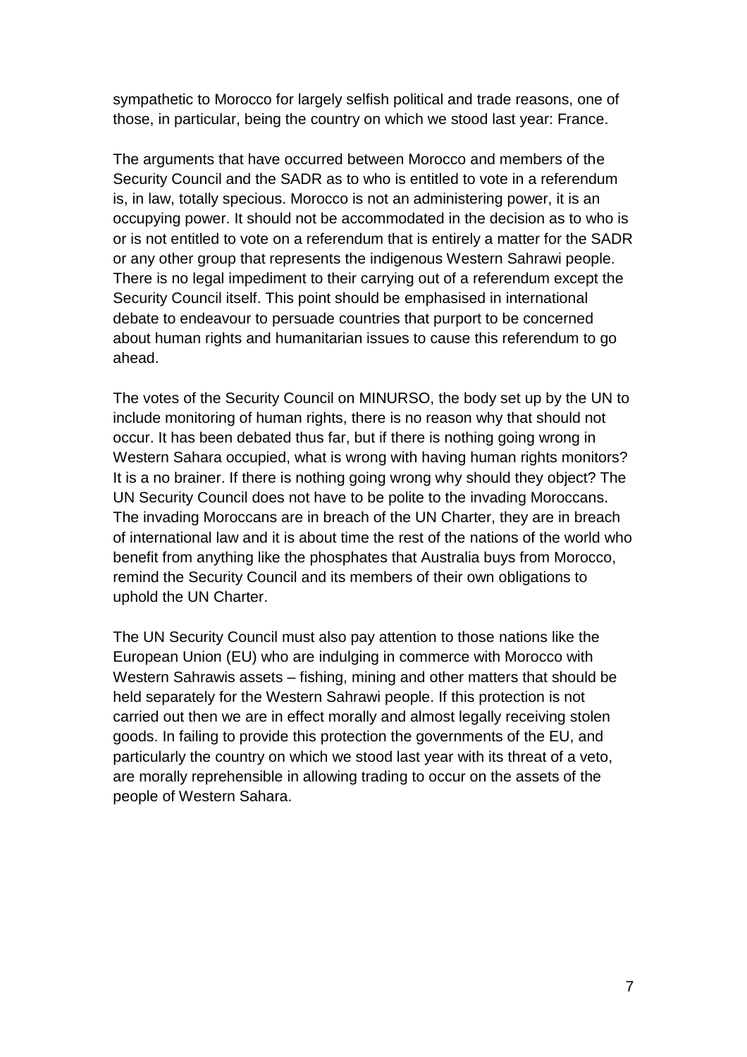sympathetic to Morocco for largely selfish political and trade reasons, one of those, in particular, being the country on which we stood last year: France.

The arguments that have occurred between Morocco and members of the Security Council and the SADR as to who is entitled to vote in a referendum is, in law, totally specious. Morocco is not an administering power, it is an occupying power. It should not be accommodated in the decision as to who is or is not entitled to vote on a referendum that is entirely a matter for the SADR or any other group that represents the indigenous Western Sahrawi people. There is no legal impediment to their carrying out of a referendum except the Security Council itself. This point should be emphasised in international debate to endeavour to persuade countries that purport to be concerned about human rights and humanitarian issues to cause this referendum to go ahead.

The votes of the Security Council on MINURSO, the body set up by the UN to include monitoring of human rights, there is no reason why that should not occur. It has been debated thus far, but if there is nothing going wrong in Western Sahara occupied, what is wrong with having human rights monitors? It is a no brainer. If there is nothing going wrong why should they object? The UN Security Council does not have to be polite to the invading Moroccans. The invading Moroccans are in breach of the UN Charter, they are in breach of international law and it is about time the rest of the nations of the world who benefit from anything like the phosphates that Australia buys from Morocco, remind the Security Council and its members of their own obligations to uphold the UN Charter.

The UN Security Council must also pay attention to those nations like the European Union (EU) who are indulging in commerce with Morocco with Western Sahrawis assets – fishing, mining and other matters that should be held separately for the Western Sahrawi people. If this protection is not carried out then we are in effect morally and almost legally receiving stolen goods. In failing to provide this protection the governments of the EU, and particularly the country on which we stood last year with its threat of a veto, are morally reprehensible in allowing trading to occur on the assets of the people of Western Sahara.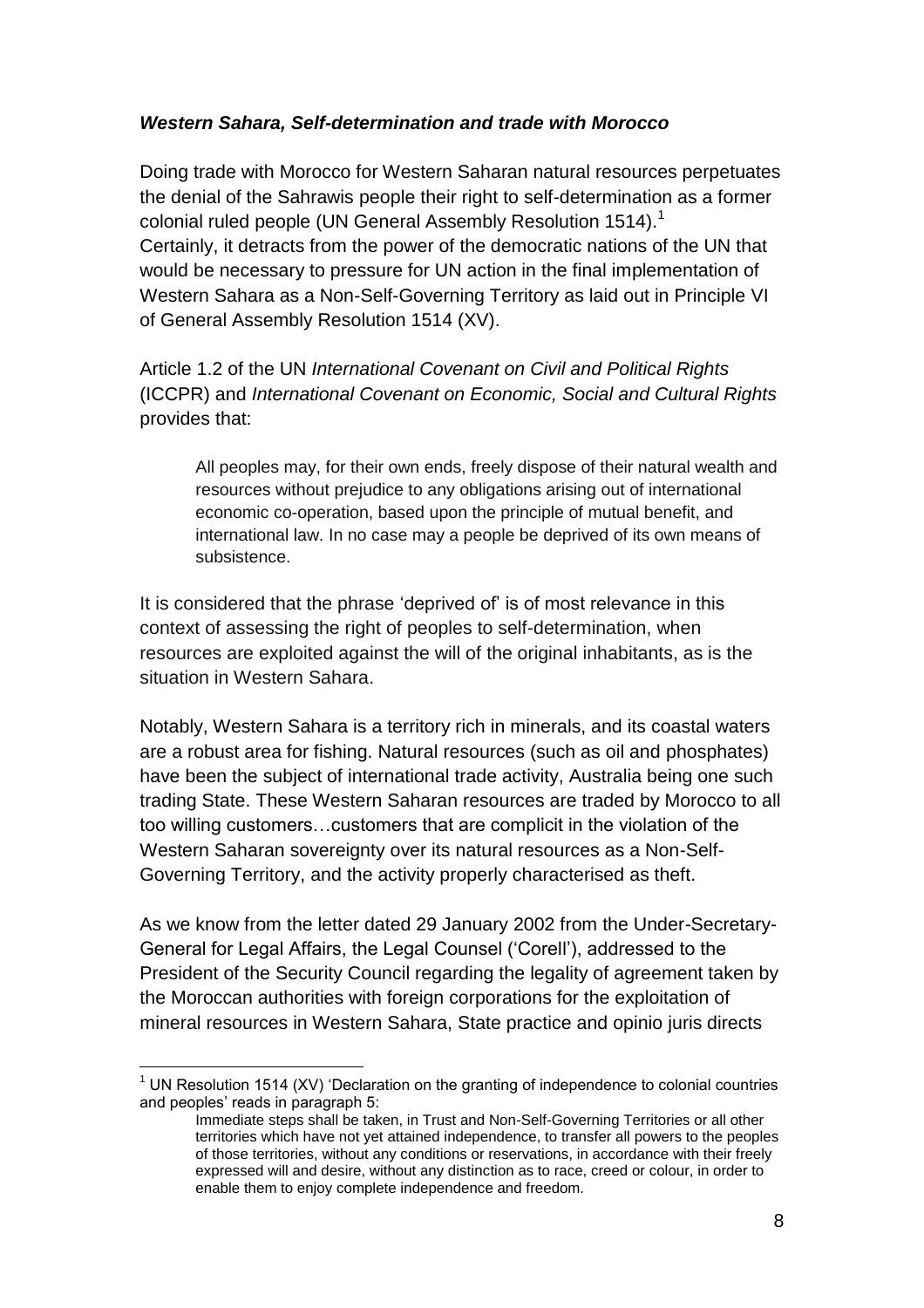### *Western Sahara, Self-determination and trade with Morocco*

Doing trade with Morocco for Western Saharan natural resources perpetuates the denial of the Sahrawis people their right to self-determination as a former colonial ruled people (UN General Assembly Resolution 1514).[1]
Certainly, it detracts from the power of the democratic nations of the UN that would be necessary to pressure for UN action in the final implementation of Western Sahara as a Non-Self-Governing Territory as laid out in Principle VI of General Assembly Resolution 1514 (XV).

Article 1.2 of the UN *International Covenant on Civil and Political Rights* (ICCPR) and *International Covenant on Economic, Social and Cultural Rights* provides that:

> All peoples may, for their own ends, freely dispose of their natural wealth and resources without prejudice to any obligations arising out of international economic co-operation, based upon the principle of mutual benefit, and international law. In no case may a people be deprived of its own means of subsistence.

It is considered that the phrase 'deprived of' is of most relevance in this context of assessing the right of peoples to self-determination, when resources are exploited against the will of the original inhabitants, as is the situation in Western Sahara.

Notably, Western Sahara is a territory rich in minerals, and its coastal waters are a robust area for fishing. Natural resources (such as oil and phosphates) have been the subject of international trade activity, Australia being one such trading State. These Western Saharan resources are traded by Morocco to all too willing customers…customers that are complicit in the violation of the Western Saharan sovereignty over its natural resources as a Non-Self-Governing Territory, and the activity properly characterised as theft.

As we know from the letter dated 29 January 2002 from the Under-Secretary-General for Legal Affairs, the Legal Counsel ('Corell'), addressed to the President of the Security Council regarding the legality of agreement taken by the Moroccan authorities with foreign corporations for the exploitation of mineral resources in Western Sahara, State practice and opinio juris directs

---

[1] UN Resolution 1514 (XV) 'Declaration on the granting of independence to colonial countries and peoples' reads in paragraph 5:

> Immediate steps shall be taken, in Trust and Non-Self-Governing Territories or all other territories which have not yet attained independence, to transfer all powers to the peoples of those territories, without any conditions or reservations, in accordance with their freely expressed will and desire, without any distinction as to race, creed or colour, in order to enable them to enjoy complete independence and freedom.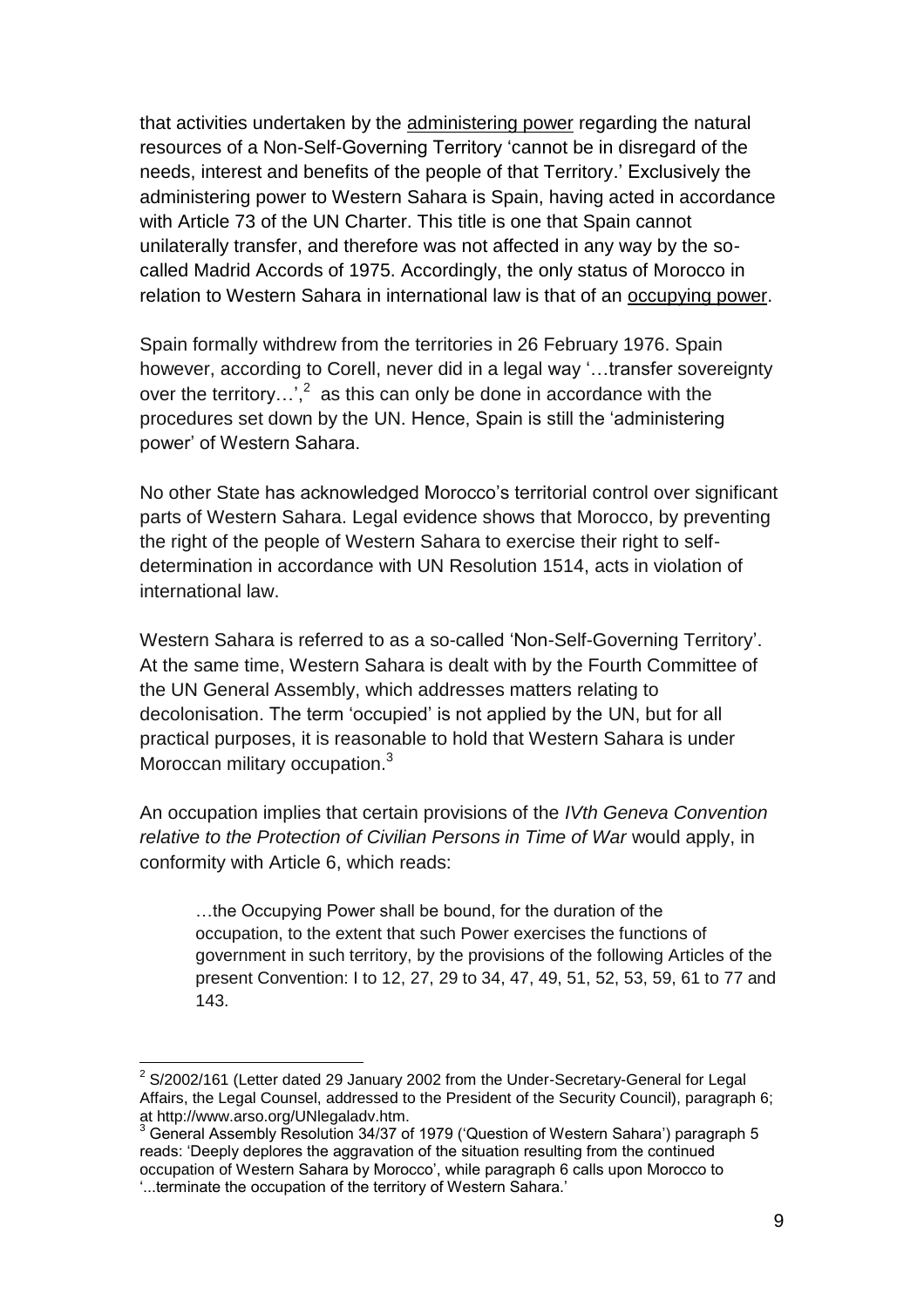that activities undertaken by the administering power regarding the natural resources of a Non-Self-Governing Territory 'cannot be in disregard of the needs, interest and benefits of the people of that Territory.' Exclusively the administering power to Western Sahara is Spain, having acted in accordance with Article 73 of the UN Charter. This title is one that Spain cannot unilaterally transfer, and therefore was not affected in any way by the so-called Madrid Accords of 1975. Accordingly, the only status of Morocco in relation to Western Sahara in international law is that of an occupying power.

Spain formally withdrew from the territories in 26 February 1976. Spain however, according to Corell, never did in a legal way '…transfer sovereignty over the territory…',[2] as this can only be done in accordance with the procedures set down by the UN. Hence, Spain is still the 'administering power' of Western Sahara.

No other State has acknowledged Morocco's territorial control over significant parts of Western Sahara. Legal evidence shows that Morocco, by preventing the right of the people of Western Sahara to exercise their right to self-determination in accordance with UN Resolution 1514, acts in violation of international law.

Western Sahara is referred to as a so-called 'Non-Self-Governing Territory'. At the same time, Western Sahara is dealt with by the Fourth Committee of the UN General Assembly, which addresses matters relating to decolonisation. The term 'occupied' is not applied by the UN, but for all practical purposes, it is reasonable to hold that Western Sahara is under Moroccan military occupation.[3]

An occupation implies that certain provisions of the *IVth Geneva Convention relative to the Protection of Civilian Persons in Time of War* would apply, in conformity with Article 6, which reads:

> …the Occupying Power shall be bound, for the duration of the occupation, to the extent that such Power exercises the functions of government in such territory, by the provisions of the following Articles of the present Convention: I to 12, 27, 29 to 34, 47, 49, 51, 52, 53, 59, 61 to 77 and 143.

---

[2] S/2002/161 (Letter dated 29 January 2002 from the Under-Secretary-General for Legal Affairs, the Legal Counsel, addressed to the President of the Security Council), paragraph 6; at http://www.arso.org/UNlegaladv.htm.

[3] General Assembly Resolution 34/37 of 1979 ('Question of Western Sahara') paragraph 5 reads: 'Deeply deplores the aggravation of the situation resulting from the continued occupation of Western Sahara by Morocco', while paragraph 6 calls upon Morocco to '...terminate the occupation of the territory of Western Sahara.'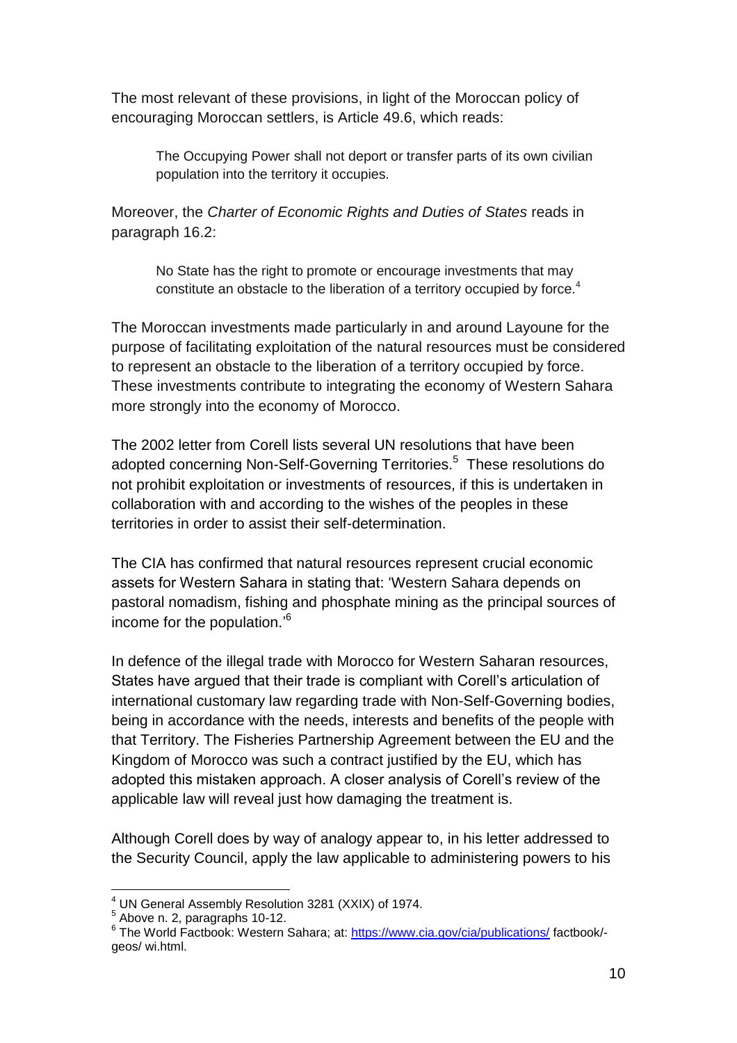The most relevant of these provisions, in light of the Moroccan policy of encouraging Moroccan settlers, is Article 49.6, which reads:

> The Occupying Power shall not deport or transfer parts of its own civilian population into the territory it occupies.

Moreover, the *Charter of Economic Rights and Duties of States* reads in paragraph 16.2:

> No State has the right to promote or encourage investments that may constitute an obstacle to the liberation of a territory occupied by force.[4]

The Moroccan investments made particularly in and around Layoune for the purpose of facilitating exploitation of the natural resources must be considered to represent an obstacle to the liberation of a territory occupied by force. These investments contribute to integrating the economy of Western Sahara more strongly into the economy of Morocco.

The 2002 letter from Corell lists several UN resolutions that have been adopted concerning Non-Self-Governing Territories.[5] These resolutions do not prohibit exploitation or investments of resources, if this is undertaken in collaboration with and according to the wishes of the peoples in these territories in order to assist their self-determination.

The CIA has confirmed that natural resources represent crucial economic assets for Western Sahara in stating that: 'Western Sahara depends on pastoral nomadism, fishing and phosphate mining as the principal sources of income for the population.'[6]

In defence of the illegal trade with Morocco for Western Saharan resources, States have argued that their trade is compliant with Corell's articulation of international customary law regarding trade with Non-Self-Governing bodies, being in accordance with the needs, interests and benefits of the people with that Territory. The Fisheries Partnership Agreement between the EU and the Kingdom of Morocco was such a contract justified by the EU, which has adopted this mistaken approach. A closer analysis of Corell's review of the applicable law will reveal just how damaging the treatment is.

Although Corell does by way of analogy appear to, in his letter addressed to the Security Council, apply the law applicable to administering powers to his

---

[4] UN General Assembly Resolution 3281 (XXIX) of 1974.

[5] Above n. 2, paragraphs 10-12.

[6] The World Factbook: Western Sahara; at: https://www.cia.gov/cia/publications/ factbook/-geos/ wi.html.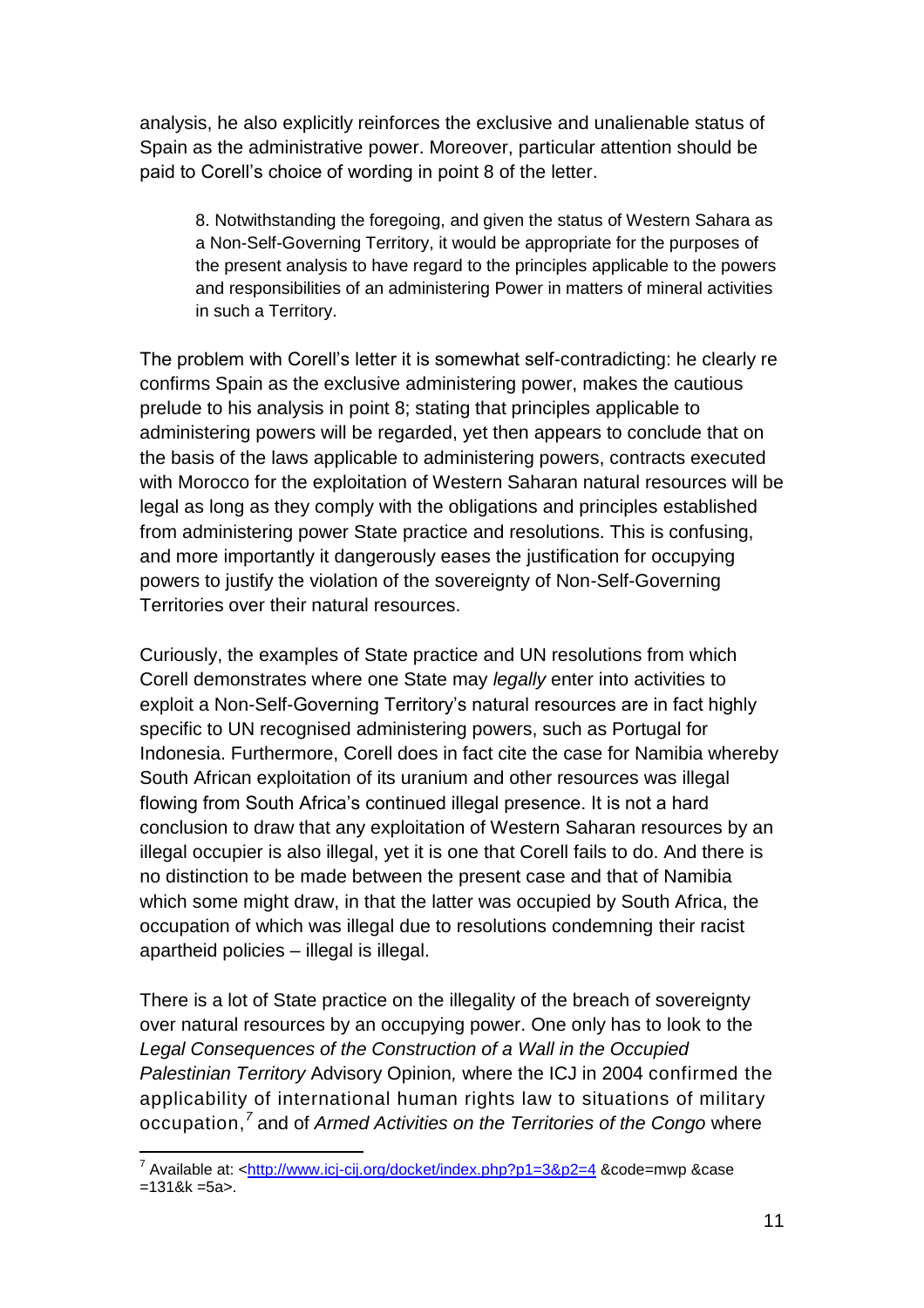analysis, he also explicitly reinforces the exclusive and unalienable status of Spain as the administrative power. Moreover, particular attention should be paid to Corell's choice of wording in point 8 of the letter.

> 8. Notwithstanding the foregoing, and given the status of Western Sahara as a Non-Self-Governing Territory, it would be appropriate for the purposes of the present analysis to have regard to the principles applicable to the powers and responsibilities of an administering Power in matters of mineral activities in such a Territory.

The problem with Corell's letter it is somewhat self-contradicting: he clearly re confirms Spain as the exclusive administering power, makes the cautious prelude to his analysis in point 8; stating that principles applicable to administering powers will be regarded, yet then appears to conclude that on the basis of the laws applicable to administering powers, contracts executed with Morocco for the exploitation of Western Saharan natural resources will be legal as long as they comply with the obligations and principles established from administering power State practice and resolutions. This is confusing, and more importantly it dangerously eases the justification for occupying powers to justify the violation of the sovereignty of Non-Self-Governing Territories over their natural resources.

Curiously, the examples of State practice and UN resolutions from which Corell demonstrates where one State may *legally* enter into activities to exploit a Non-Self-Governing Territory's natural resources are in fact highly specific to UN recognised administering powers, such as Portugal for Indonesia. Furthermore, Corell does in fact cite the case for Namibia whereby South African exploitation of its uranium and other resources was illegal flowing from South Africa's continued illegal presence. It is not a hard conclusion to draw that any exploitation of Western Saharan resources by an illegal occupier is also illegal, yet it is one that Corell fails to do. And there is no distinction to be made between the present case and that of Namibia which some might draw, in that the latter was occupied by South Africa, the occupation of which was illegal due to resolutions condemning their racist apartheid policies – illegal is illegal.

There is a lot of State practice on the illegality of the breach of sovereignty over natural resources by an occupying power. One only has to look to the *Legal Consequences of the Construction of a Wall in the Occupied Palestinian Territory* Advisory Opinion*,* where the ICJ in 2004 confirmed the applicability of international human rights law to situations of military occupation,[7] and of *Armed Activities on the Territories of the Congo* where

[7] Available at: <http://www.icj-cij.org/docket/index.php?p1=3&p2=4 &code=mwp &case =131&k =5a>.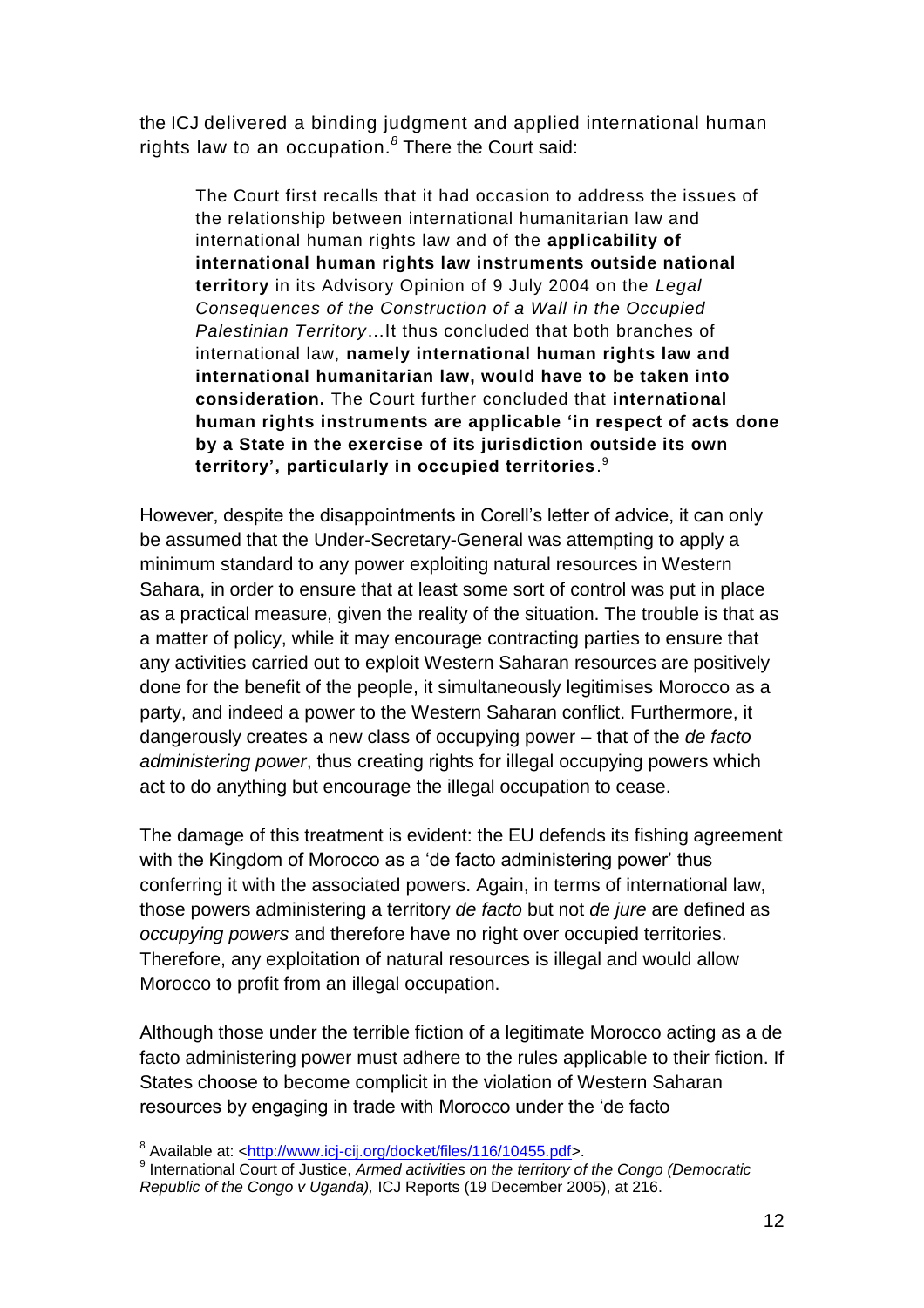the ICJ delivered a binding judgment and applied international human rights law to an occupation.[8] There the Court said:

> The Court first recalls that it had occasion to address the issues of the relationship between international humanitarian law and international human rights law and of the **applicability of international human rights law instruments outside national territory** in its Advisory Opinion of 9 July 2004 on the *Legal Consequences of the Construction of a Wall in the Occupied Palestinian Territory*…It thus concluded that both branches of international law, **namely international human rights law and international humanitarian law, would have to be taken into consideration.** The Court further concluded that **international human rights instruments are applicable 'in respect of acts done by a State in the exercise of its jurisdiction outside its own territory', particularly in occupied territories**.[9]

However, despite the disappointments in Corell's letter of advice, it can only be assumed that the Under-Secretary-General was attempting to apply a minimum standard to any power exploiting natural resources in Western Sahara, in order to ensure that at least some sort of control was put in place as a practical measure, given the reality of the situation. The trouble is that as a matter of policy, while it may encourage contracting parties to ensure that any activities carried out to exploit Western Saharan resources are positively done for the benefit of the people, it simultaneously legitimises Morocco as a party, and indeed a power to the Western Saharan conflict. Furthermore, it dangerously creates a new class of occupying power – that of the *de facto administering power*, thus creating rights for illegal occupying powers which act to do anything but encourage the illegal occupation to cease.

The damage of this treatment is evident: the EU defends its fishing agreement with the Kingdom of Morocco as a 'de facto administering power' thus conferring it with the associated powers. Again, in terms of international law, those powers administering a territory *de facto* but not *de jure* are defined as *occupying powers* and therefore have no right over occupied territories. Therefore, any exploitation of natural resources is illegal and would allow Morocco to profit from an illegal occupation.

Although those under the terrible fiction of a legitimate Morocco acting as a de facto administering power must adhere to the rules applicable to their fiction. If States choose to become complicit in the violation of Western Saharan resources by engaging in trade with Morocco under the 'de facto

---

[8] Available at: <http://www.icj-cij.org/docket/files/116/10455.pdf>.

[9] International Court of Justice, *Armed activities on the territory of the Congo (Democratic Republic of the Congo v Uganda),* ICJ Reports (19 December 2005), at 216.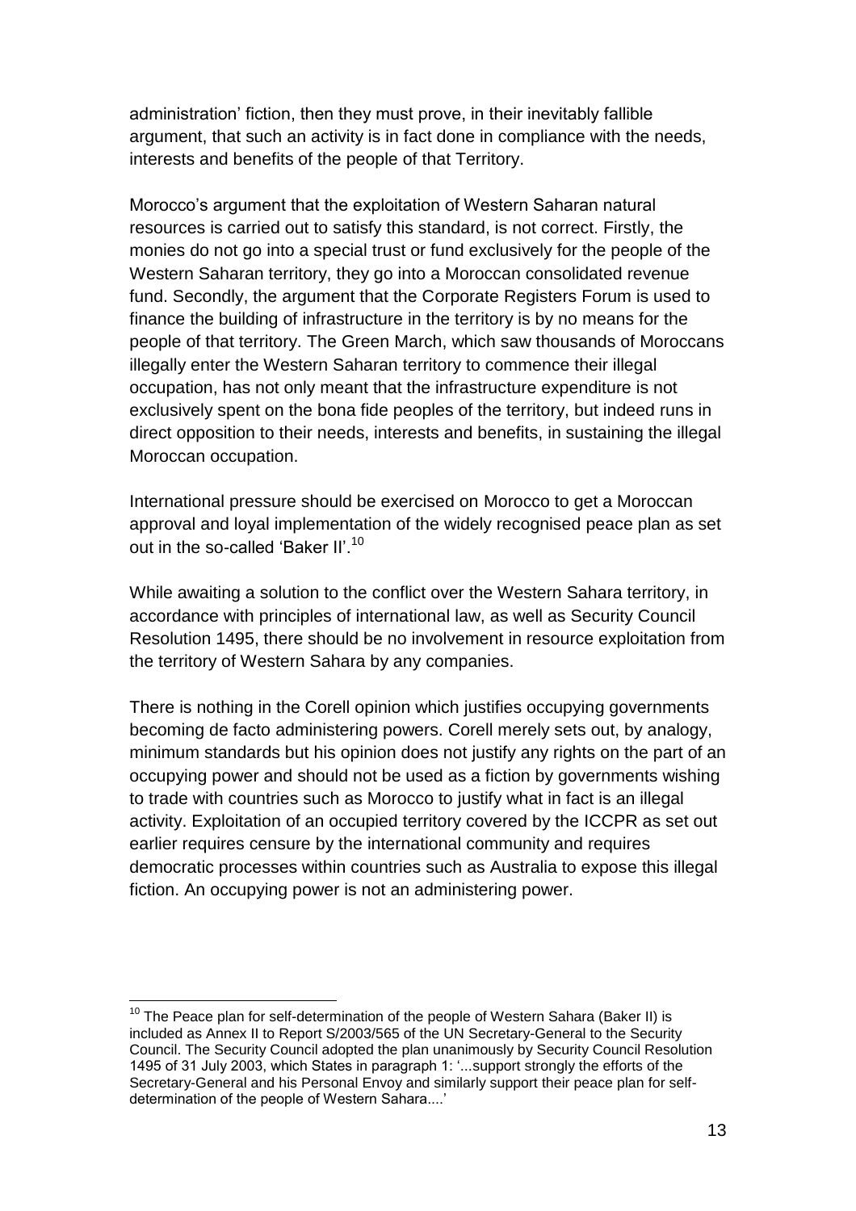administration' fiction, then they must prove, in their inevitably fallible argument, that such an activity is in fact done in compliance with the needs, interests and benefits of the people of that Territory.

Morocco's argument that the exploitation of Western Saharan natural resources is carried out to satisfy this standard, is not correct. Firstly, the monies do not go into a special trust or fund exclusively for the people of the Western Saharan territory, they go into a Moroccan consolidated revenue fund. Secondly, the argument that the Corporate Registers Forum is used to finance the building of infrastructure in the territory is by no means for the people of that territory. The Green March, which saw thousands of Moroccans illegally enter the Western Saharan territory to commence their illegal occupation, has not only meant that the infrastructure expenditure is not exclusively spent on the bona fide peoples of the territory, but indeed runs in direct opposition to their needs, interests and benefits, in sustaining the illegal Moroccan occupation.

International pressure should be exercised on Morocco to get a Moroccan approval and loyal implementation of the widely recognised peace plan as set out in the so-called 'Baker II'.[10]

While awaiting a solution to the conflict over the Western Sahara territory, in accordance with principles of international law, as well as Security Council Resolution 1495, there should be no involvement in resource exploitation from the territory of Western Sahara by any companies.

There is nothing in the Corell opinion which justifies occupying governments becoming de facto administering powers. Corell merely sets out, by analogy, minimum standards but his opinion does not justify any rights on the part of an occupying power and should not be used as a fiction by governments wishing to trade with countries such as Morocco to justify what in fact is an illegal activity. Exploitation of an occupied territory covered by the ICCPR as set out earlier requires censure by the international community and requires democratic processes within countries such as Australia to expose this illegal fiction. An occupying power is not an administering power.

---

[10] The Peace plan for self-determination of the people of Western Sahara (Baker II) is included as Annex II to Report S/2003/565 of the UN Secretary-General to the Security Council. The Security Council adopted the plan unanimously by Security Council Resolution 1495 of 31 July 2003, which States in paragraph 1: '...support strongly the efforts of the Secretary-General and his Personal Envoy and similarly support their peace plan for self-determination of the people of Western Sahara....'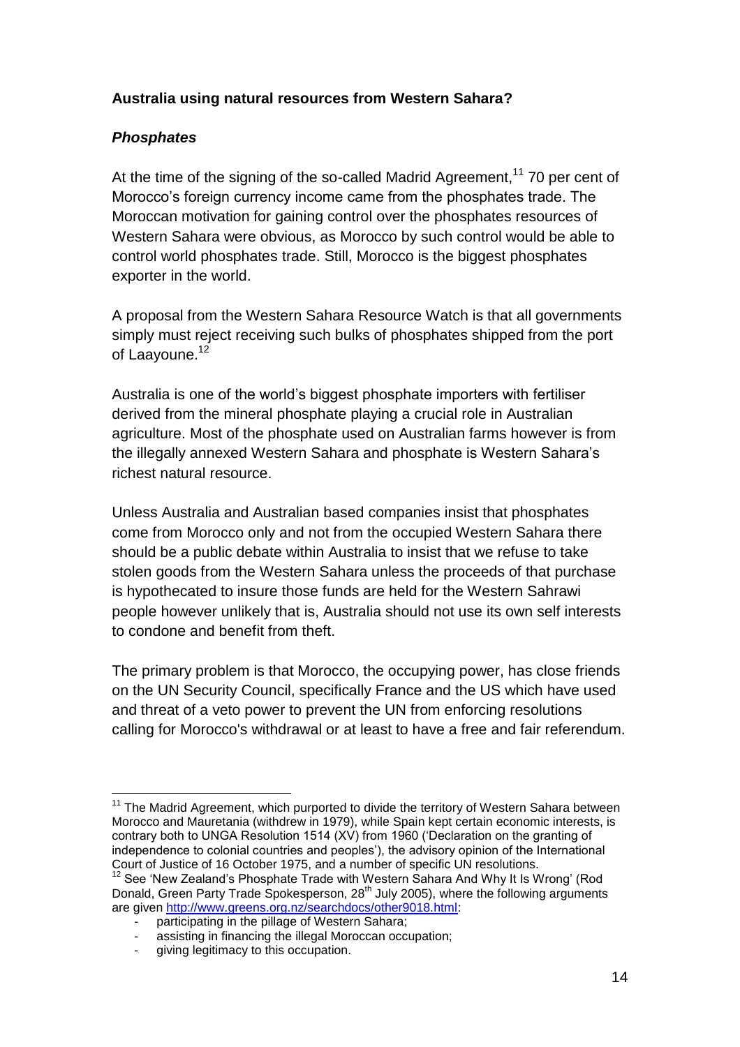**Australia using natural resources from Western Sahara?**

***Phosphates***

At the time of the signing of the so-called Madrid Agreement,[11] 70 per cent of Morocco's foreign currency income came from the phosphates trade. The Moroccan motivation for gaining control over the phosphates resources of Western Sahara were obvious, as Morocco by such control would be able to control world phosphates trade. Still, Morocco is the biggest phosphates exporter in the world.

A proposal from the Western Sahara Resource Watch is that all governments simply must reject receiving such bulks of phosphates shipped from the port of Laayoune.[12]

Australia is one of the world's biggest phosphate importers with fertiliser derived from the mineral phosphate playing a crucial role in Australian agriculture. Most of the phosphate used on Australian farms however is from the illegally annexed Western Sahara and phosphate is Western Sahara's richest natural resource.

Unless Australia and Australian based companies insist that phosphates come from Morocco only and not from the occupied Western Sahara there should be a public debate within Australia to insist that we refuse to take stolen goods from the Western Sahara unless the proceeds of that purchase is hypothecated to insure those funds are held for the Western Sahrawi people however unlikely that is, Australia should not use its own self interests to condone and benefit from theft.

The primary problem is that Morocco, the occupying power, has close friends on the UN Security Council, specifically France and the US which have used and threat of a veto power to prevent the UN from enforcing resolutions calling for Morocco's withdrawal or at least to have a free and fair referendum.

---

[11] The Madrid Agreement, which purported to divide the territory of Western Sahara between Morocco and Mauretania (withdrew in 1979), while Spain kept certain economic interests, is contrary both to UNGA Resolution 1514 (XV) from 1960 ('Declaration on the granting of independence to colonial countries and peoples'), the advisory opinion of the International Court of Justice of 16 October 1975, and a number of specific UN resolutions.

[12] See 'New Zealand's Phosphate Trade with Western Sahara And Why It Is Wrong' (Rod Donald, Green Party Trade Spokesperson, 28th July 2005), where the following arguments are given http://www.greens.org.nz/searchdocs/other9018.html:

- participating in the pillage of Western Sahara;
- assisting in financing the illegal Moroccan occupation;
- giving legitimacy to this occupation.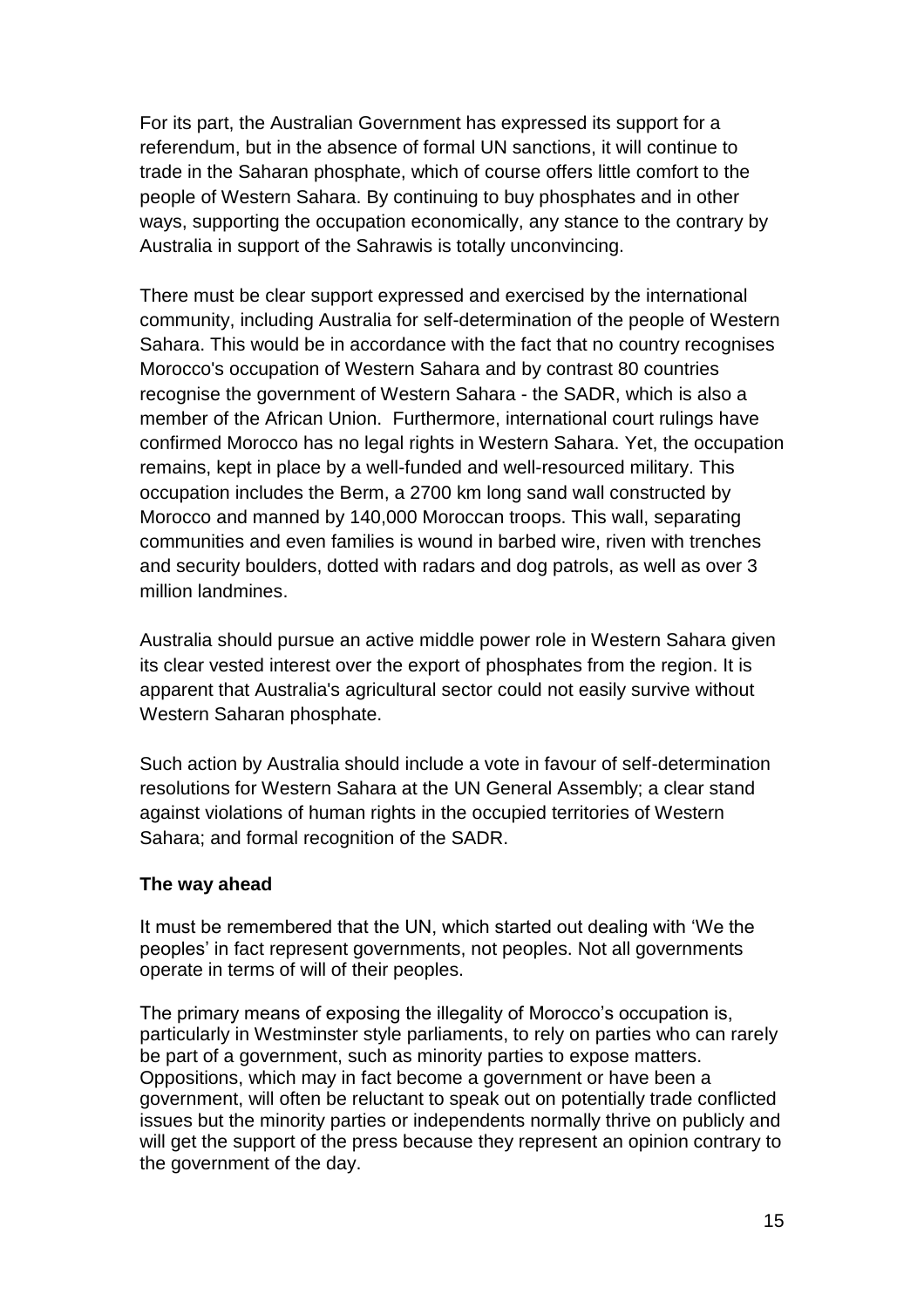For its part, the Australian Government has expressed its support for a referendum, but in the absence of formal UN sanctions, it will continue to trade in the Saharan phosphate, which of course offers little comfort to the people of Western Sahara. By continuing to buy phosphates and in other ways, supporting the occupation economically, any stance to the contrary by Australia in support of the Sahrawis is totally unconvincing.

There must be clear support expressed and exercised by the international community, including Australia for self-determination of the people of Western Sahara. This would be in accordance with the fact that no country recognises Morocco's occupation of Western Sahara and by contrast 80 countries recognise the government of Western Sahara - the SADR, which is also a member of the African Union. Furthermore, international court rulings have confirmed Morocco has no legal rights in Western Sahara. Yet, the occupation remains, kept in place by a well-funded and well-resourced military. This occupation includes the Berm, a 2700 km long sand wall constructed by Morocco and manned by 140,000 Moroccan troops. This wall, separating communities and even families is wound in barbed wire, riven with trenches and security boulders, dotted with radars and dog patrols, as well as over 3 million landmines.

Australia should pursue an active middle power role in Western Sahara given its clear vested interest over the export of phosphates from the region. It is apparent that Australia's agricultural sector could not easily survive without Western Saharan phosphate.

Such action by Australia should include a vote in favour of self-determination resolutions for Western Sahara at the UN General Assembly; a clear stand against violations of human rights in the occupied territories of Western Sahara; and formal recognition of the SADR.

**The way ahead**

It must be remembered that the UN, which started out dealing with 'We the peoples' in fact represent governments, not peoples. Not all governments operate in terms of will of their peoples.

The primary means of exposing the illegality of Morocco's occupation is, particularly in Westminster style parliaments, to rely on parties who can rarely be part of a government, such as minority parties to expose matters. Oppositions, which may in fact become a government or have been a government, will often be reluctant to speak out on potentially trade conflicted issues but the minority parties or independents normally thrive on publicly and will get the support of the press because they represent an opinion contrary to the government of the day.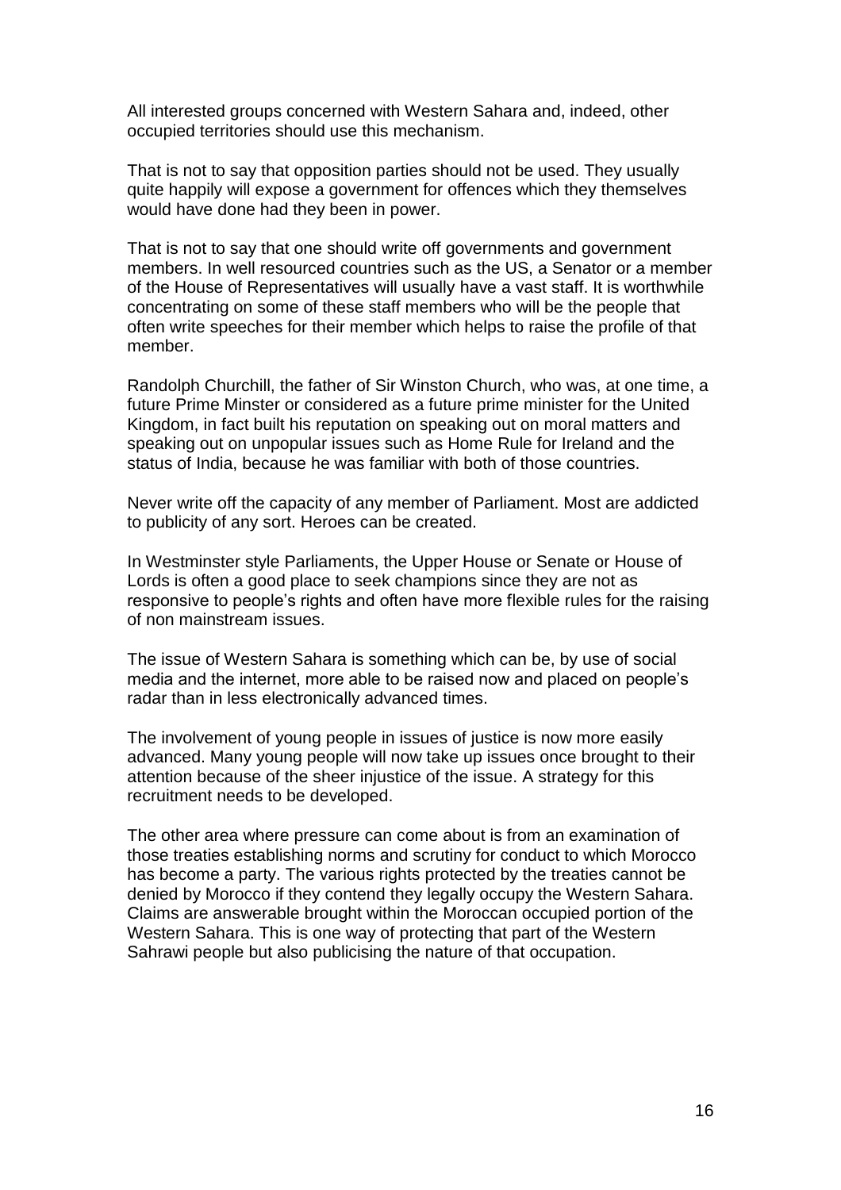All interested groups concerned with Western Sahara and, indeed, other occupied territories should use this mechanism.

That is not to say that opposition parties should not be used. They usually quite happily will expose a government for offences which they themselves would have done had they been in power.

That is not to say that one should write off governments and government members. In well resourced countries such as the US, a Senator or a member of the House of Representatives will usually have a vast staff. It is worthwhile concentrating on some of these staff members who will be the people that often write speeches for their member which helps to raise the profile of that member.

Randolph Churchill, the father of Sir Winston Church, who was, at one time, a future Prime Minster or considered as a future prime minister for the United Kingdom, in fact built his reputation on speaking out on moral matters and speaking out on unpopular issues such as Home Rule for Ireland and the status of India, because he was familiar with both of those countries.

Never write off the capacity of any member of Parliament. Most are addicted to publicity of any sort. Heroes can be created.

In Westminster style Parliaments, the Upper House or Senate or House of Lords is often a good place to seek champions since they are not as responsive to people's rights and often have more flexible rules for the raising of non mainstream issues.

The issue of Western Sahara is something which can be, by use of social media and the internet, more able to be raised now and placed on people's radar than in less electronically advanced times.

The involvement of young people in issues of justice is now more easily advanced. Many young people will now take up issues once brought to their attention because of the sheer injustice of the issue. A strategy for this recruitment needs to be developed.

The other area where pressure can come about is from an examination of those treaties establishing norms and scrutiny for conduct to which Morocco has become a party. The various rights protected by the treaties cannot be denied by Morocco if they contend they legally occupy the Western Sahara. Claims are answerable brought within the Moroccan occupied portion of the Western Sahara. This is one way of protecting that part of the Western Sahrawi people but also publicising the nature of that occupation.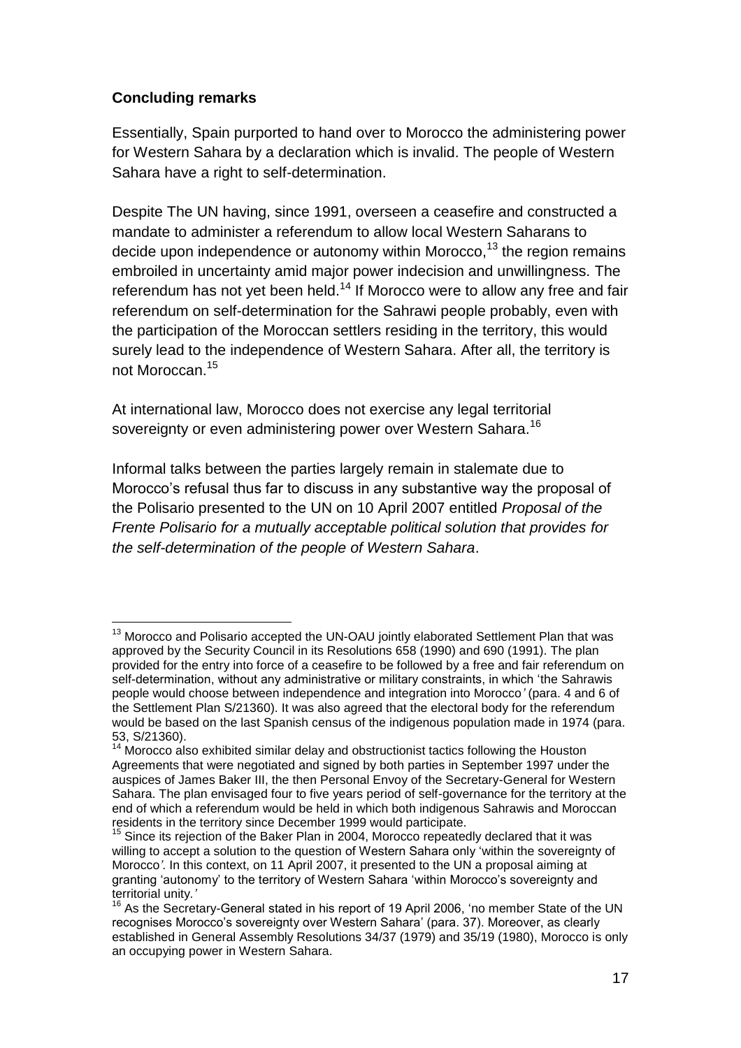**Concluding remarks**

Essentially, Spain purported to hand over to Morocco the administering power for Western Sahara by a declaration which is invalid. The people of Western Sahara have a right to self-determination.

Despite The UN having, since 1991, overseen a ceasefire and constructed a mandate to administer a referendum to allow local Western Saharans to decide upon independence or autonomy within Morocco,[13] the region remains embroiled in uncertainty amid major power indecision and unwillingness. The referendum has not yet been held.[14] If Morocco were to allow any free and fair referendum on self-determination for the Sahrawi people probably, even with the participation of the Moroccan settlers residing in the territory, this would surely lead to the independence of Western Sahara. After all, the territory is not Moroccan.[15]

At international law, Morocco does not exercise any legal territorial sovereignty or even administering power over Western Sahara.[16]

Informal talks between the parties largely remain in stalemate due to Morocco's refusal thus far to discuss in any substantive way the proposal of the Polisario presented to the UN on 10 April 2007 entitled *Proposal of the Frente Polisario for a mutually acceptable political solution that provides for the self-determination of the people of Western Sahara*.

---

[13] Morocco and Polisario accepted the UN-OAU jointly elaborated Settlement Plan that was approved by the Security Council in its Resolutions 658 (1990) and 690 (1991). The plan provided for the entry into force of a ceasefire to be followed by a free and fair referendum on self-determination, without any administrative or military constraints, in which 'the Sahrawis people would choose between independence and integration into Morocco*'* (para. 4 and 6 of the Settlement Plan S/21360). It was also agreed that the electoral body for the referendum would be based on the last Spanish census of the indigenous population made in 1974 (para. 53, S/21360).

[14] Morocco also exhibited similar delay and obstructionist tactics following the Houston Agreements that were negotiated and signed by both parties in September 1997 under the auspices of James Baker III, the then Personal Envoy of the Secretary-General for Western Sahara. The plan envisaged four to five years period of self-governance for the territory at the end of which a referendum would be held in which both indigenous Sahrawis and Moroccan residents in the territory since December 1999 would participate.

[15] Since its rejection of the Baker Plan in 2004, Morocco repeatedly declared that it was willing to accept a solution to the question of Western Sahara only 'within the sovereignty of Morocco*'*. In this context, on 11 April 2007, it presented to the UN a proposal aiming at granting 'autonomy' to the territory of Western Sahara 'within Morocco's sovereignty and territorial unity.*'*

[16] As the Secretary-General stated in his report of 19 April 2006, 'no member State of the UN recognises Morocco's sovereignty over Western Sahara' (para. 37). Moreover, as clearly established in General Assembly Resolutions 34/37 (1979) and 35/19 (1980), Morocco is only an occupying power in Western Sahara.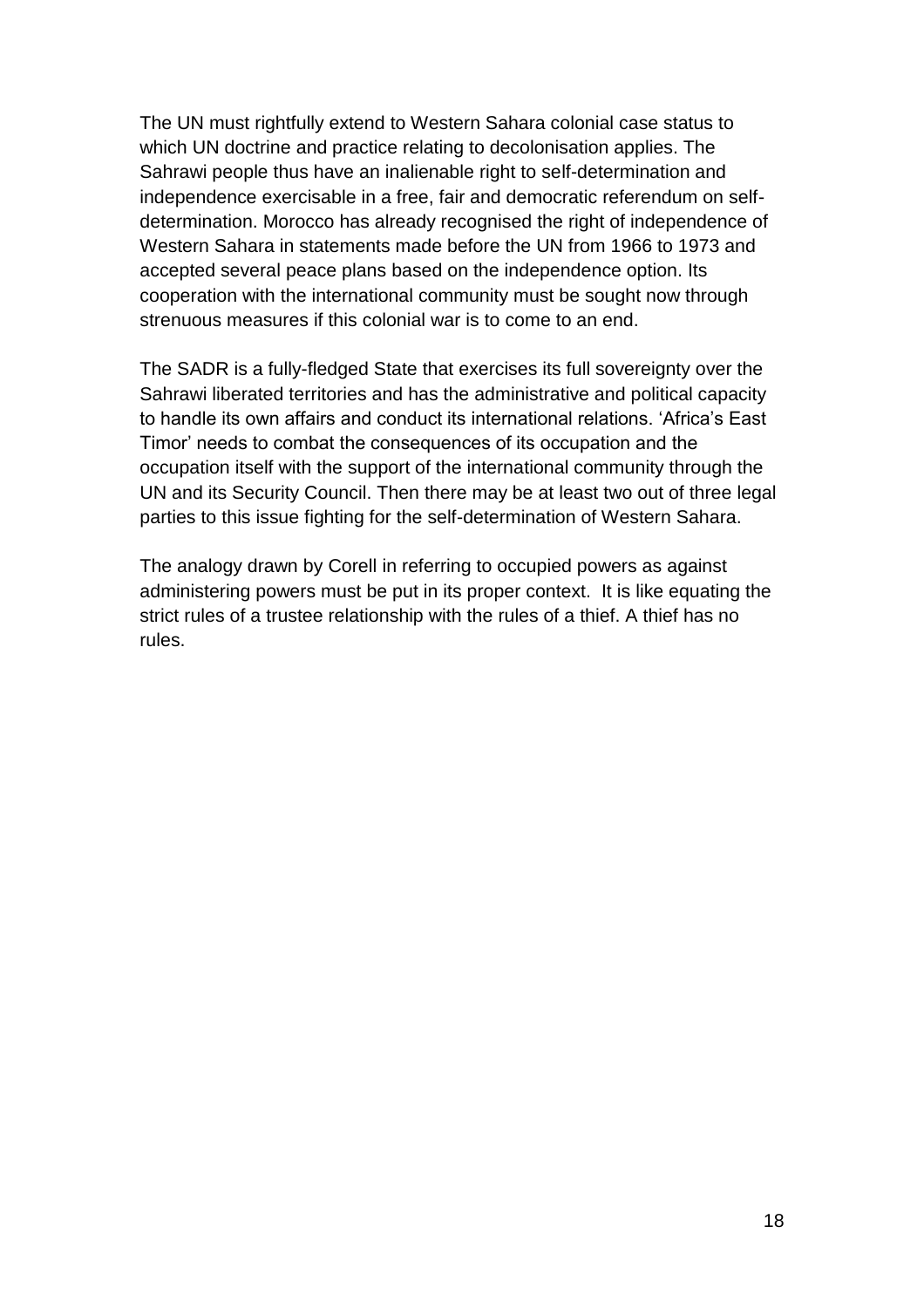The UN must rightfully extend to Western Sahara colonial case status to which UN doctrine and practice relating to decolonisation applies. The Sahrawi people thus have an inalienable right to self-determination and independence exercisable in a free, fair and democratic referendum on self-determination. Morocco has already recognised the right of independence of Western Sahara in statements made before the UN from 1966 to 1973 and accepted several peace plans based on the independence option. Its cooperation with the international community must be sought now through strenuous measures if this colonial war is to come to an end.

The SADR is a fully-fledged State that exercises its full sovereignty over the Sahrawi liberated territories and has the administrative and political capacity to handle its own affairs and conduct its international relations. 'Africa's East Timor' needs to combat the consequences of its occupation and the occupation itself with the support of the international community through the UN and its Security Council. Then there may be at least two out of three legal parties to this issue fighting for the self-determination of Western Sahara.

The analogy drawn by Corell in referring to occupied powers as against administering powers must be put in its proper context. It is like equating the strict rules of a trustee relationship with the rules of a thief. A thief has no rules.